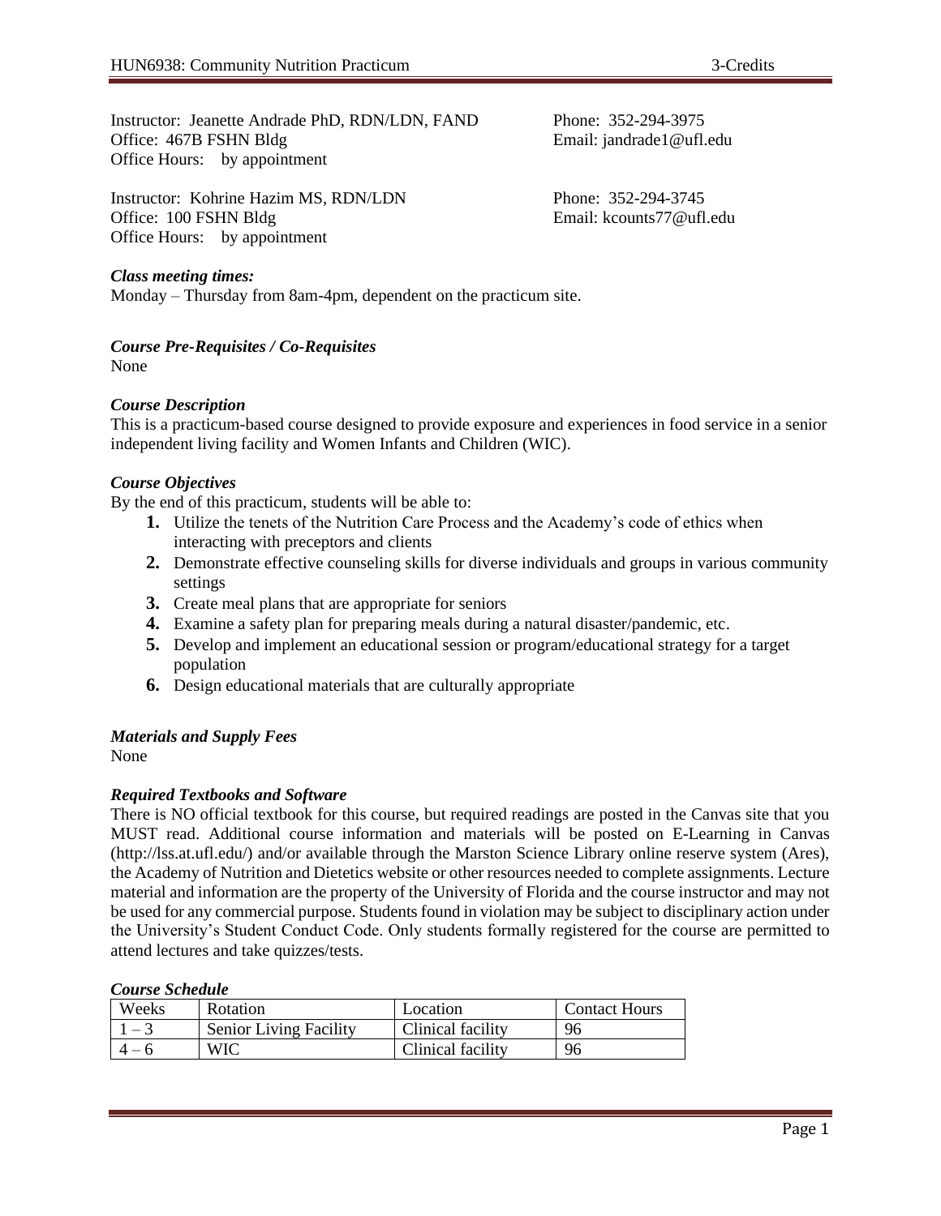# HUN6938: Community Nutrition Practicum — 3-Credits

Instructor: Jeanette Andrade PhD, RDN/LDN, FAND
Phone: 352-294-3975
Office: 467B FSHN Bldg
Email: jandrade1@ufl.edu
Office Hours: by appointment

Instructor: Kohrine Hazim MS, RDN/LDN
Phone: 352-294-3745
Office: 100 FSHN Bldg
Email: kcounts77@ufl.edu
Office Hours: by appointment

***Class meeting times:***
Monday – Thursday from 8am-4pm, dependent on the practicum site.

***Course Pre-Requisites / Co-Requisites***
None

***Course Description***
This is a practicum-based course designed to provide exposure and experiences in food service in a senior independent living facility and Women Infants and Children (WIC).

***Course Objectives***
By the end of this practicum, students will be able to:

1. Utilize the tenets of the Nutrition Care Process and the Academy's code of ethics when interacting with preceptors and clients
2. Demonstrate effective counseling skills for diverse individuals and groups in various community settings
3. Create meal plans that are appropriate for seniors
4. Examine a safety plan for preparing meals during a natural disaster/pandemic, etc.
5. Develop and implement an educational session or program/educational strategy for a target population
6. Design educational materials that are culturally appropriate

***Materials and Supply Fees***
None

***Required Textbooks and Software***
There is NO official textbook for this course, but required readings are posted in the Canvas site that you MUST read. Additional course information and materials will be posted on E-Learning in Canvas (http://lss.at.ufl.edu/) and/or available through the Marston Science Library online reserve system (Ares), the Academy of Nutrition and Dietetics website or other resources needed to complete assignments. Lecture material and information are the property of the University of Florida and the course instructor and may not be used for any commercial purpose. Students found in violation may be subject to disciplinary action under the University's Student Conduct Code. Only students formally registered for the course are permitted to attend lectures and take quizzes/tests.

***Course Schedule***

| Weeks | Rotation | Location | Contact Hours |
|---|---|---|---|
| 1 – 3 | Senior Living Facility | Clinical facility | 96 |
| 4 – 6 | WIC | Clinical facility | 96 |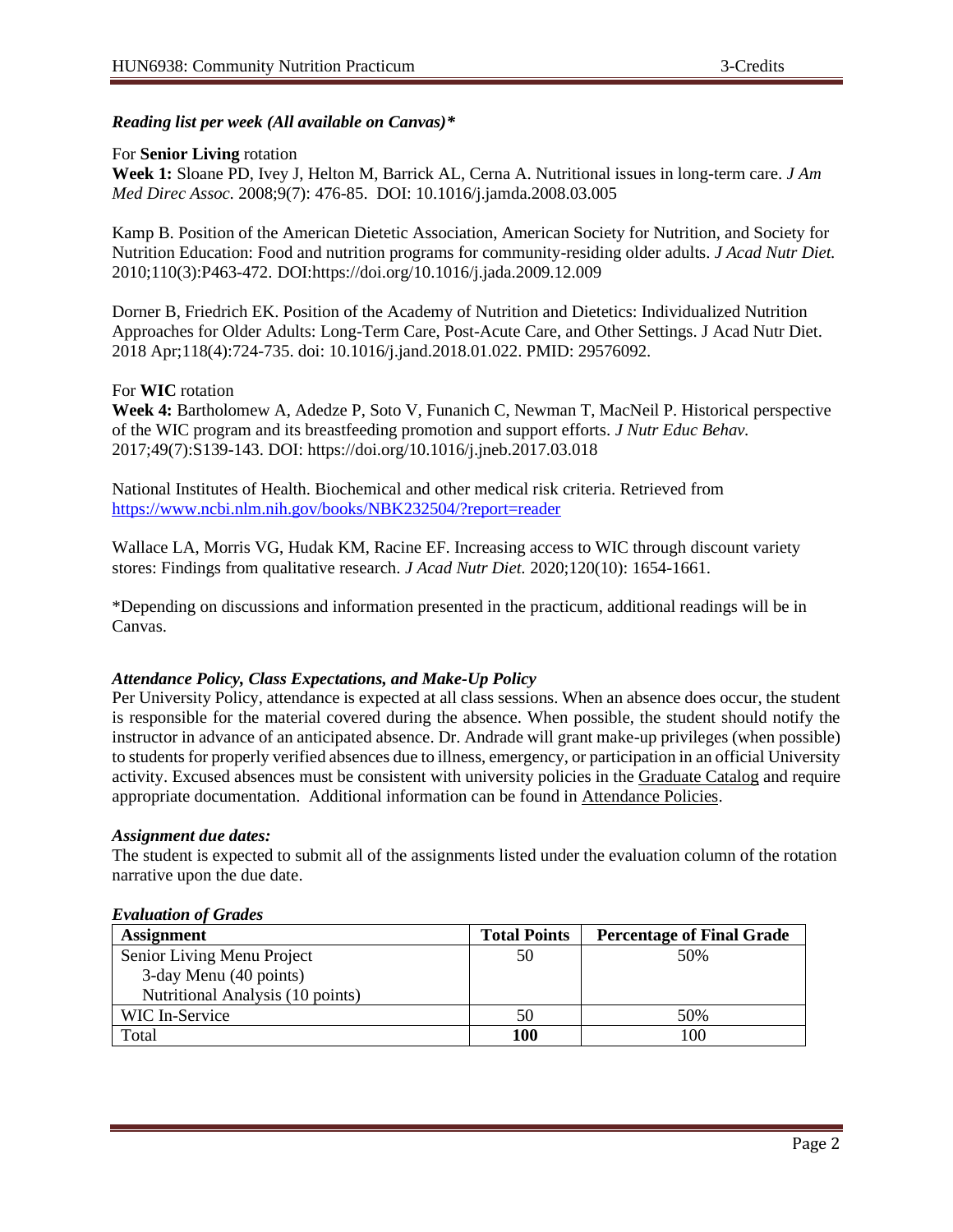***Reading list per week (All available on Canvas)****

For **Senior Living** rotation

**Week 1:** Sloane PD, Ivey J, Helton M, Barrick AL, Cerna A. Nutritional issues in long-term care. *J Am Med Direc Assoc.* 2008;9(7): 476-85. DOI: 10.1016/j.jamda.2008.03.005

Kamp B. Position of the American Dietetic Association, American Society for Nutrition, and Society for Nutrition Education: Food and nutrition programs for community-residing older adults. *J Acad Nutr Diet.* 2010;110(3):P463-472. DOI:https://doi.org/10.1016/j.jada.2009.12.009

Dorner B, Friedrich EK. Position of the Academy of Nutrition and Dietetics: Individualized Nutrition Approaches for Older Adults: Long-Term Care, Post-Acute Care, and Other Settings. J Acad Nutr Diet. 2018 Apr;118(4):724-735. doi: 10.1016/j.jand.2018.01.022. PMID: 29576092.

For **WIC** rotation

**Week 4:** Bartholomew A, Adedze P, Soto V, Funanich C, Newman T, MacNeil P. Historical perspective of the WIC program and its breastfeeding promotion and support efforts. *J Nutr Educ Behav.* 2017;49(7):S139-143. DOI: https://doi.org/10.1016/j.jneb.2017.03.018

National Institutes of Health. Biochemical and other medical risk criteria. Retrieved from https://www.ncbi.nlm.nih.gov/books/NBK232504/?report=reader

Wallace LA, Morris VG, Hudak KM, Racine EF. Increasing access to WIC through discount variety stores: Findings from qualitative research. *J Acad Nutr Diet.* 2020;120(10): 1654-1661.

*Depending on discussions and information presented in the practicum, additional readings will be in Canvas.

***Attendance Policy, Class Expectations, and Make-Up Policy***

Per University Policy, attendance is expected at all class sessions. When an absence does occur, the student is responsible for the material covered during the absence. When possible, the student should notify the instructor in advance of an anticipated absence. Dr. Andrade will grant make-up privileges (when possible) to students for properly verified absences due to illness, emergency, or participation in an official University activity. Excused absences must be consistent with university policies in the Graduate Catalog and require appropriate documentation. Additional information can be found in Attendance Policies.

***Assignment due dates:***

The student is expected to submit all of the assignments listed under the evaluation column of the rotation narrative upon the due date.

***Evaluation of Grades***

| **Assignment** | **Total Points** | **Percentage of Final Grade** |
|---|---|---|
| Senior Living Menu Project<br>3-day Menu (40 points)<br>Nutritional Analysis (10 points) | 50 | 50% |
| WIC In-Service | 50 | 50% |
| Total | **100** | 100 |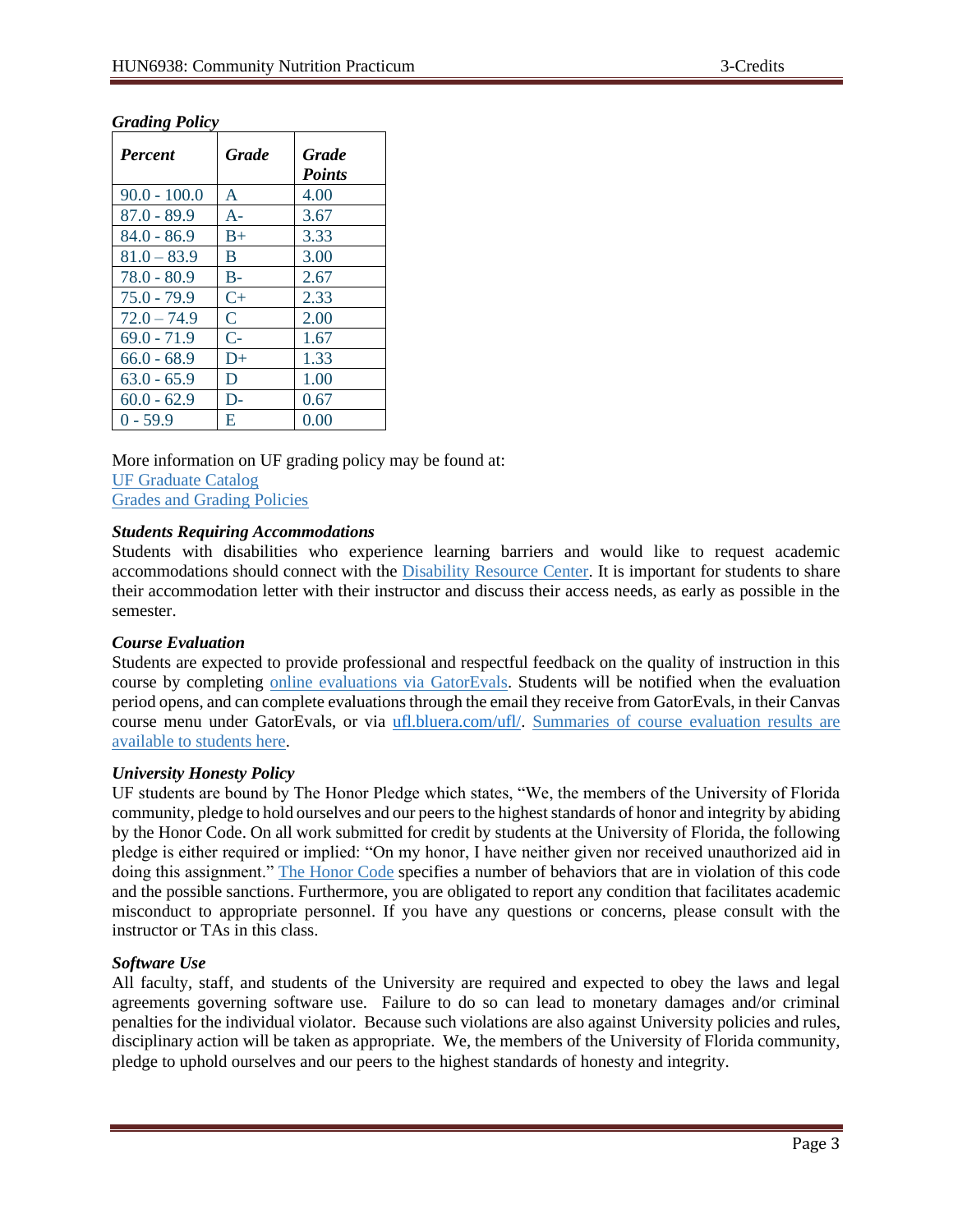### *Grading Policy*

| *Percent* | *Grade* | *Grade Points* |
|---|---|---|
| 90.0 - 100.0 | A | 4.00 |
| 87.0 - 89.9 | A- | 3.67 |
| 84.0 - 86.9 | B+ | 3.33 |
| 81.0 – 83.9 | B | 3.00 |
| 78.0 - 80.9 | B- | 2.67 |
| 75.0 - 79.9 | C+ | 2.33 |
| 72.0 – 74.9 | C | 2.00 |
| 69.0 - 71.9 | C- | 1.67 |
| 66.0 - 68.9 | D+ | 1.33 |
| 63.0 - 65.9 | D | 1.00 |
| 60.0 - 62.9 | D- | 0.67 |
| 0 - 59.9 | E | 0.00 |

More information on UF grading policy may be found at:
UF Graduate Catalog
Grades and Grading Policies

### *Students Requiring Accommodations*

Students with disabilities who experience learning barriers and would like to request academic accommodations should connect with the Disability Resource Center. It is important for students to share their accommodation letter with their instructor and discuss their access needs, as early as possible in the semester.

### *Course Evaluation*

Students are expected to provide professional and respectful feedback on the quality of instruction in this course by completing online evaluations via GatorEvals. Students will be notified when the evaluation period opens, and can complete evaluations through the email they receive from GatorEvals, in their Canvas course menu under GatorEvals, or via ufl.bluera.com/ufl/. Summaries of course evaluation results are available to students here.

### *University Honesty Policy*

UF students are bound by The Honor Pledge which states, "We, the members of the University of Florida community, pledge to hold ourselves and our peers to the highest standards of honor and integrity by abiding by the Honor Code. On all work submitted for credit by students at the University of Florida, the following pledge is either required or implied: "On my honor, I have neither given nor received unauthorized aid in doing this assignment." The Honor Code specifies a number of behaviors that are in violation of this code and the possible sanctions. Furthermore, you are obligated to report any condition that facilitates academic misconduct to appropriate personnel. If you have any questions or concerns, please consult with the instructor or TAs in this class.

### *Software Use*

All faculty, staff, and students of the University are required and expected to obey the laws and legal agreements governing software use. Failure to do so can lead to monetary damages and/or criminal penalties for the individual violator. Because such violations are also against University policies and rules, disciplinary action will be taken as appropriate. We, the members of the University of Florida community, pledge to uphold ourselves and our peers to the highest standards of honesty and integrity.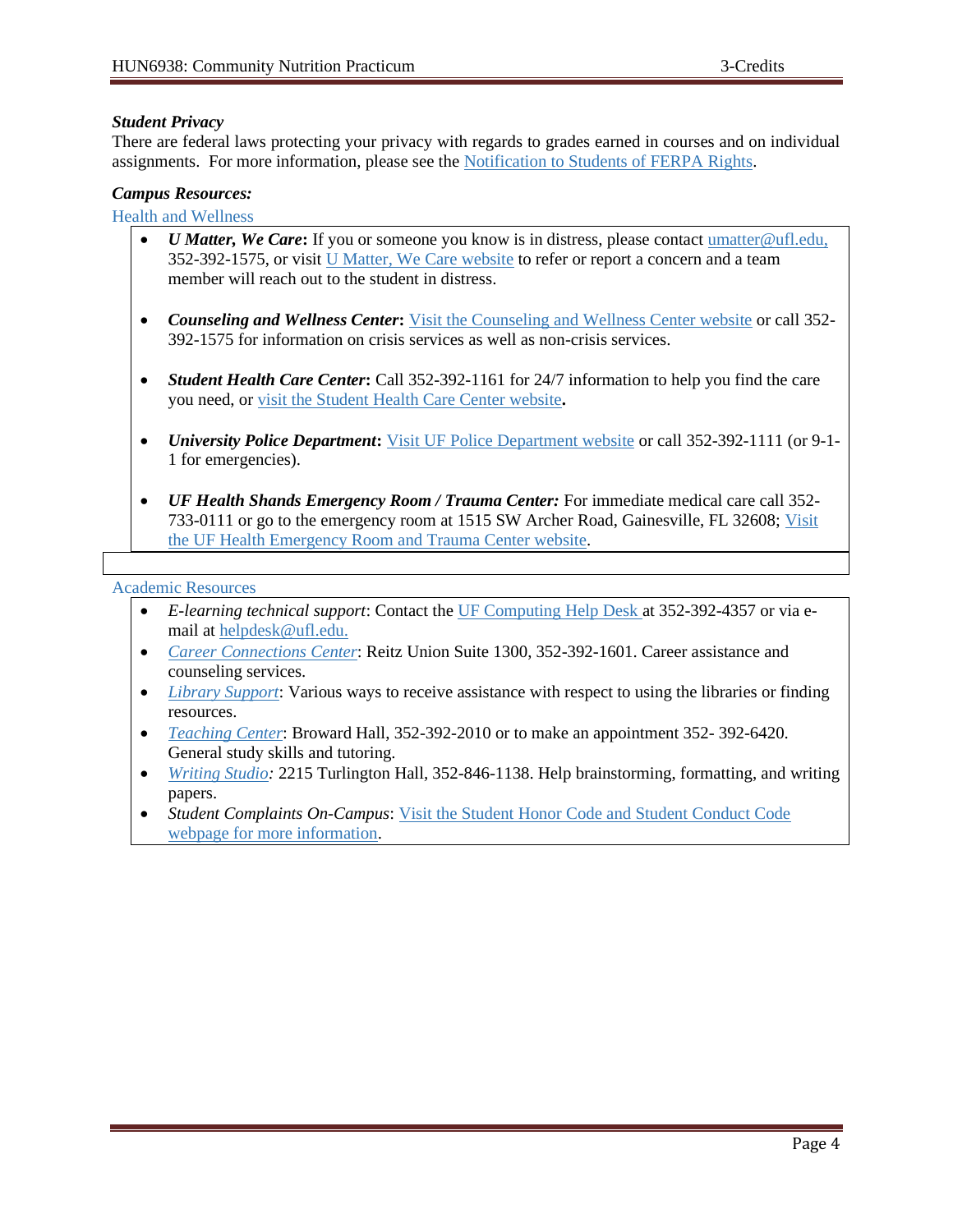***Student Privacy***

There are federal laws protecting your privacy with regards to grades earned in courses and on individual assignments. For more information, please see the Notification to Students of FERPA Rights.

***Campus Resources:***

Health and Wellness

- ***U Matter, We Care*:** If you or someone you know is in distress, please contact umatter@ufl.edu, 352-392-1575, or visit U Matter, We Care website to refer or report a concern and a team member will reach out to the student in distress.

- ***Counseling and Wellness Center*:** Visit the Counseling and Wellness Center website or call 352-392-1575 for information on crisis services as well as non-crisis services.

- ***Student Health Care Center*:** Call 352-392-1161 for 24/7 information to help you find the care you need, or visit the Student Health Care Center website**.**

- ***University Police Department*:** Visit UF Police Department website or call 352-392-1111 (or 9-1-1 for emergencies).

- ***UF Health Shands Emergency Room / Trauma Center:*** For immediate medical care call 352-733-0111 or go to the emergency room at 1515 SW Archer Road, Gainesville, FL 32608; Visit the UF Health Emergency Room and Trauma Center website.

Academic Resources

- *E-learning technical support*: Contact the UF Computing Help Desk at 352-392-4357 or via e-mail at helpdesk@ufl.edu.
- *Career Connections Center*: Reitz Union Suite 1300, 352-392-1601. Career assistance and counseling services.
- *Library Support*: Various ways to receive assistance with respect to using the libraries or finding resources.
- *Teaching Center*: Broward Hall, 352-392-2010 or to make an appointment 352- 392-6420. General study skills and tutoring.
- *Writing Studio:* 2215 Turlington Hall, 352-846-1138. Help brainstorming, formatting, and writing papers.
- *Student Complaints On-Campus*: Visit the Student Honor Code and Student Conduct Code webpage for more information.